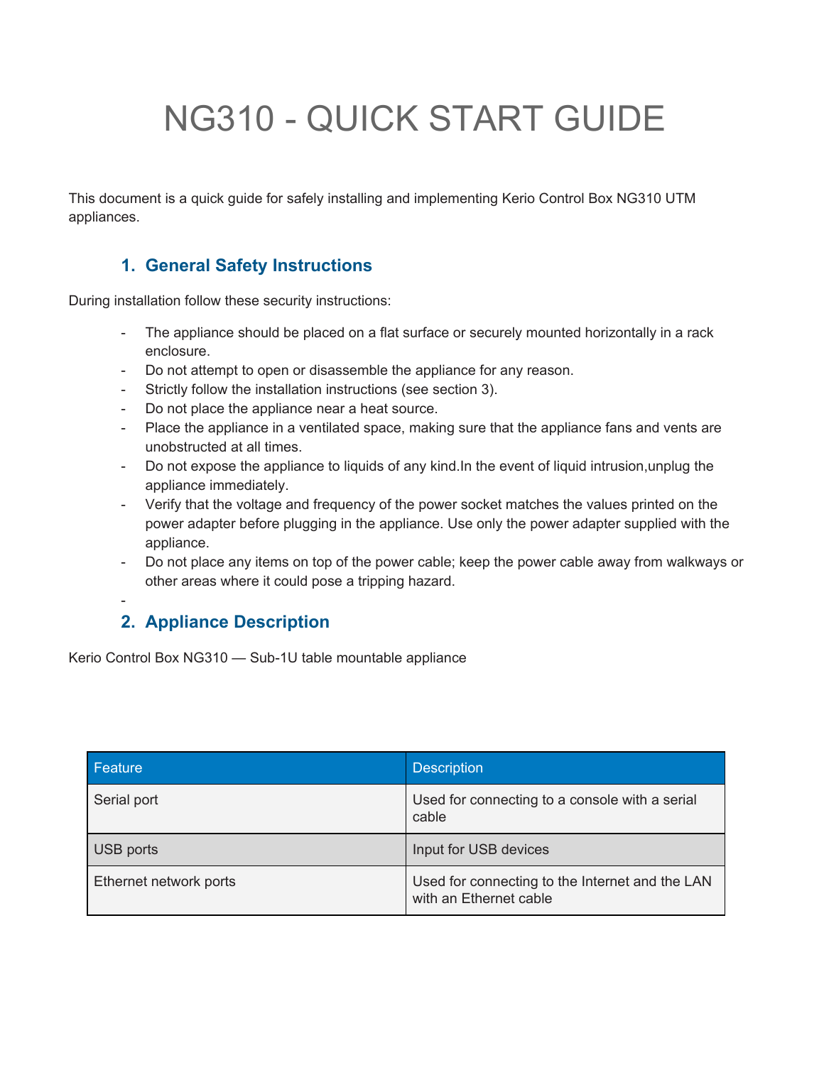# NG310 - QUICK START GUIDE

This document is a quick guide for safely installing and implementing Kerio Control Box NG310 UTM appliances.

## 1. General Safety Instructions

During installation follow these security instructions:

- The appliance should be placed on a flat surface or securely mounted horizontally in a rack enclosure.
- Do not attempt to open or disassemble the appliance for any reason.
- Strictly follow the installation instructions (see section 3).
- Do not place the appliance near a heat source.
- Place the appliance in a ventilated space, making sure that the appliance fans and vents are unobstructed at all times.
- Do not expose the appliance to liquids of any kind.In the event of liquid intrusion,unplug the appliance immediately.
- Verify that the voltage and frequency of the power socket matches the values printed on the power adapter before plugging in the appliance. Use only the power adapter supplied with the appliance.
- Do not place any items on top of the power cable; keep the power cable away from walkways or other areas where it could pose a tripping hazard.
-

## 2. Appliance Description

Kerio Control Box NG310 — Sub-1U table mountable appliance

| Feature | Description |
| --- | --- |
| Serial port | Used for connecting to a console with a serial cable |
| USB ports | Input for USB devices |
| Ethernet network ports | Used for connecting to the Internet and the LAN with an Ethernet cable |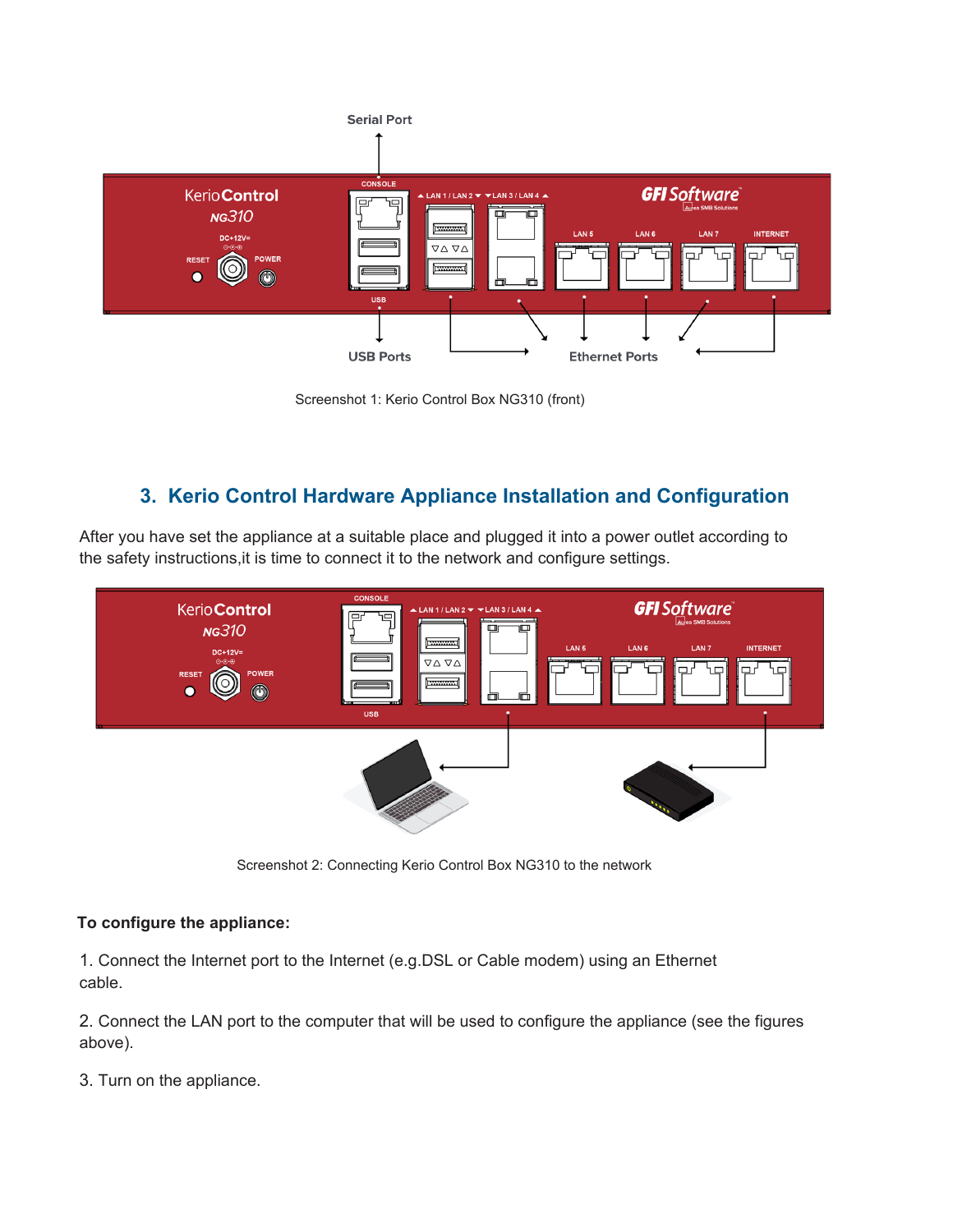Screenshot 1: Kerio Control Box NG310 (front)

## 3. Kerio Control Hardware Appliance Installation and Configuration

After you have set the appliance at a suitable place and plugged it into a power outlet according to the safety instructions,it is time to connect it to the network and configure settings.

Screenshot 2: Connecting Kerio Control Box NG310 to the network

**To configure the appliance:**

1. Connect the Internet port to the Internet (e.g.DSL or Cable modem) using an Ethernet cable.

2. Connect the LAN port to the computer that will be used to configure the appliance (see the figures above).

3. Turn on the appliance.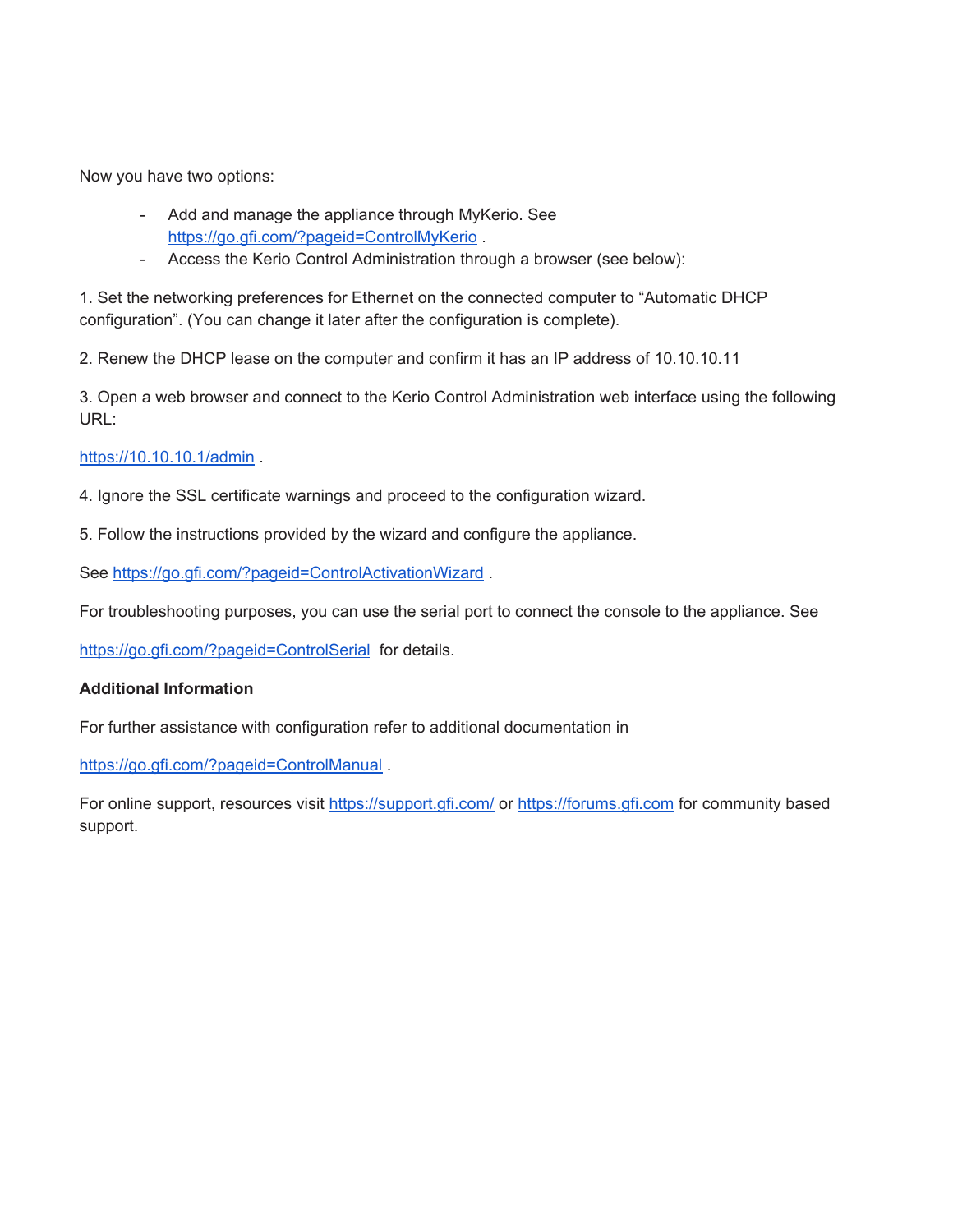Now you have two options:

- Add and manage the appliance through MyKerio. See https://go.gfi.com/?pageid=ControlMyKerio .
- Access the Kerio Control Administration through a browser (see below):

1. Set the networking preferences for Ethernet on the connected computer to "Automatic DHCP configuration". (You can change it later after the configuration is complete).

2. Renew the DHCP lease on the computer and confirm it has an IP address of 10.10.10.11

3. Open a web browser and connect to the Kerio Control Administration web interface using the following URL:

https://10.10.10.1/admin .

4. Ignore the SSL certificate warnings and proceed to the configuration wizard.

5. Follow the instructions provided by the wizard and configure the appliance.

See https://go.gfi.com/?pageid=ControlActivationWizard .

For troubleshooting purposes, you can use the serial port to connect the console to the appliance. See

https://go.gfi.com/?pageid=ControlSerial for details.

**Additional Information**

For further assistance with configuration refer to additional documentation in

https://go.gfi.com/?pageid=ControlManual .

For online support, resources visit https://support.gfi.com/ or https://forums.gfi.com for community based support.